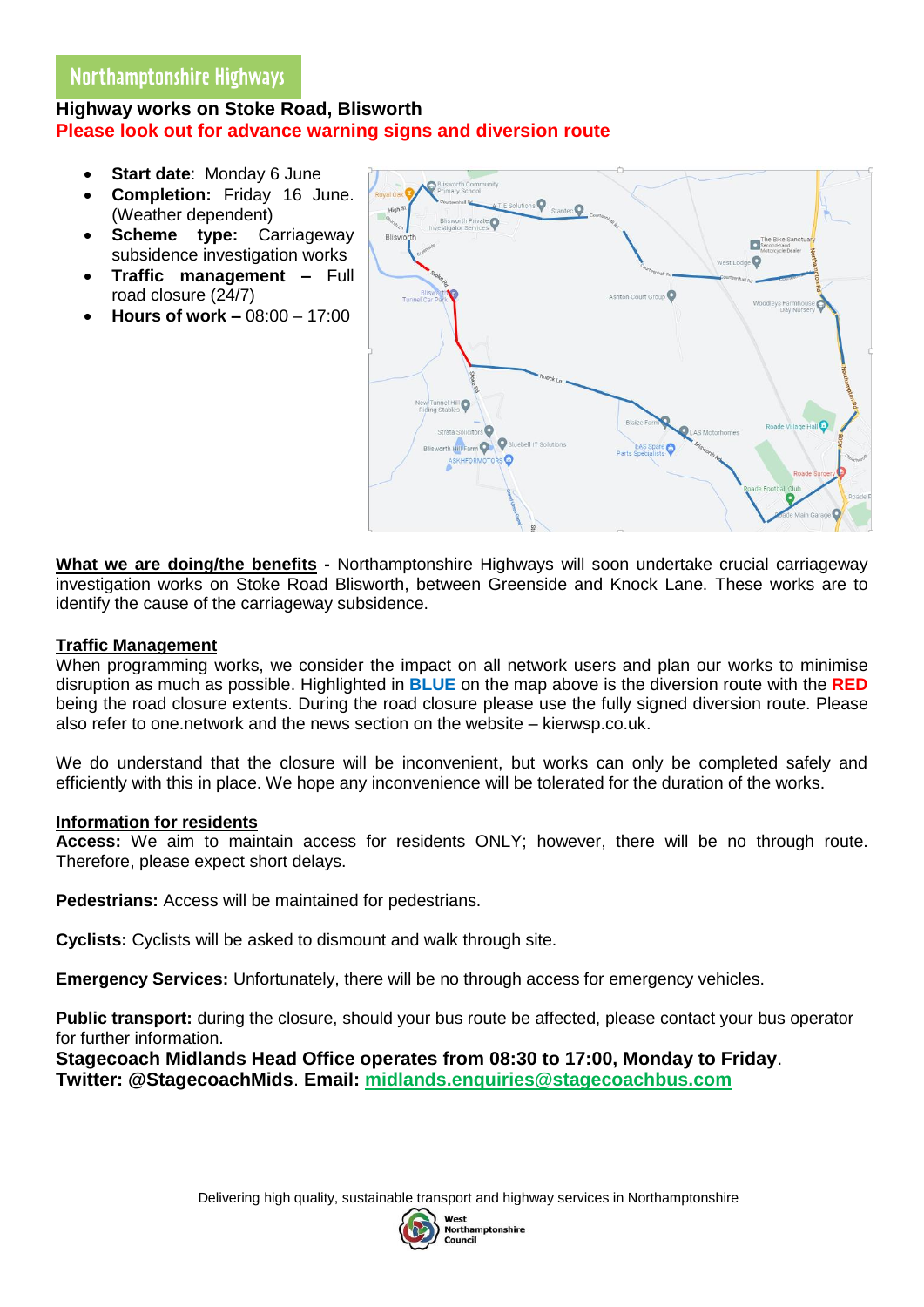# Northamptonshire Highways

**Highway works on Stoke Road, Blisworth**
**Please look out for advance warning signs and diversion route**

- **Start date**: Monday 6 June
- **Completion:** Friday 16 June. (Weather dependent)
- **Scheme type:** Carriageway subsidence investigation works
- **Traffic management –** Full road closure (24/7)
- **Hours of work –** 08:00 – 17:00

**What we are doing/the benefits -** Northamptonshire Highways will soon undertake crucial carriageway investigation works on Stoke Road Blisworth, between Greenside and Knock Lane. These works are to identify the cause of the carriageway subsidence.

**Traffic Management**

When programming works, we consider the impact on all network users and plan our works to minimise disruption as much as possible. Highlighted in **BLUE** on the map above is the diversion route with the **RED** being the road closure extents. During the road closure please use the fully signed diversion route. Please also refer to one.network and the news section on the website – kierwsp.co.uk.

We do understand that the closure will be inconvenient, but works can only be completed safely and efficiently with this in place. We hope any inconvenience will be tolerated for the duration of the works.

**Information for residents**

**Access:** We aim to maintain access for residents ONLY; however, there will be no through route. Therefore, please expect short delays.

**Pedestrians:** Access will be maintained for pedestrians.

**Cyclists:** Cyclists will be asked to dismount and walk through site.

**Emergency Services:** Unfortunately, there will be no through access for emergency vehicles.

**Public transport:** during the closure, should your bus route be affected, please contact your bus operator for further information.

**Stagecoach Midlands Head Office operates from 08:30 to 17:00, Monday to Friday**.
**Twitter: @StagecoachMids**. **Email: midlands.enquiries@stagecoachbus.com**

Delivering high quality, sustainable transport and highway services in Northamptonshire

West Northamptonshire Council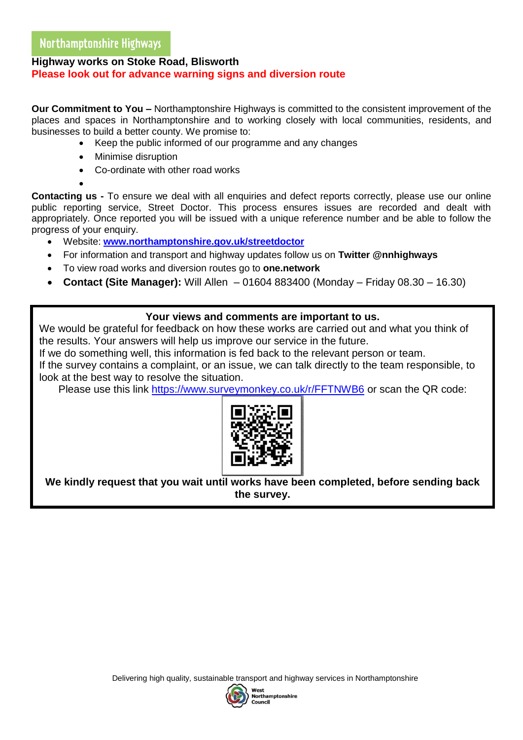## Northamptonshire Highways

**Highway works on Stoke Road, Blisworth**

**Please look out for advance warning signs and diversion route**

**Our Commitment to You –** Northamptonshire Highways is committed to the consistent improvement of the places and spaces in Northamptonshire and to working closely with local communities, residents, and businesses to build a better county. We promise to:

- Keep the public informed of our programme and any changes
- Minimise disruption
- Co-ordinate with other road works

**Contacting us -** To ensure we deal with all enquiries and defect reports correctly, please use our online public reporting service, Street Doctor. This process ensures issues are recorded and dealt with appropriately. Once reported you will be issued with a unique reference number and be able to follow the progress of your enquiry.

- Website: **www.northamptonshire.gov.uk/streetdoctor**
- For information and transport and highway updates follow us on **Twitter @nnhighways**
- To view road works and diversion routes go to **one.network**
- **Contact (Site Manager):** Will Allen – 01604 883400 (Monday – Friday 08.30 – 16.30)

**Your views and comments are important to us.**

We would be grateful for feedback on how these works are carried out and what you think of the results. Your answers will help us improve our service in the future.

If we do something well, this information is fed back to the relevant person or team.

If the survey contains a complaint, or an issue, we can talk directly to the team responsible, to look at the best way to resolve the situation.

Please use this link https://www.surveymonkey.co.uk/r/FFTNWB6 or scan the QR code:

**We kindly request that you wait until works have been completed, before sending back the survey.**

Delivering high quality, sustainable transport and highway services in Northamptonshire

West Northamptonshire Council